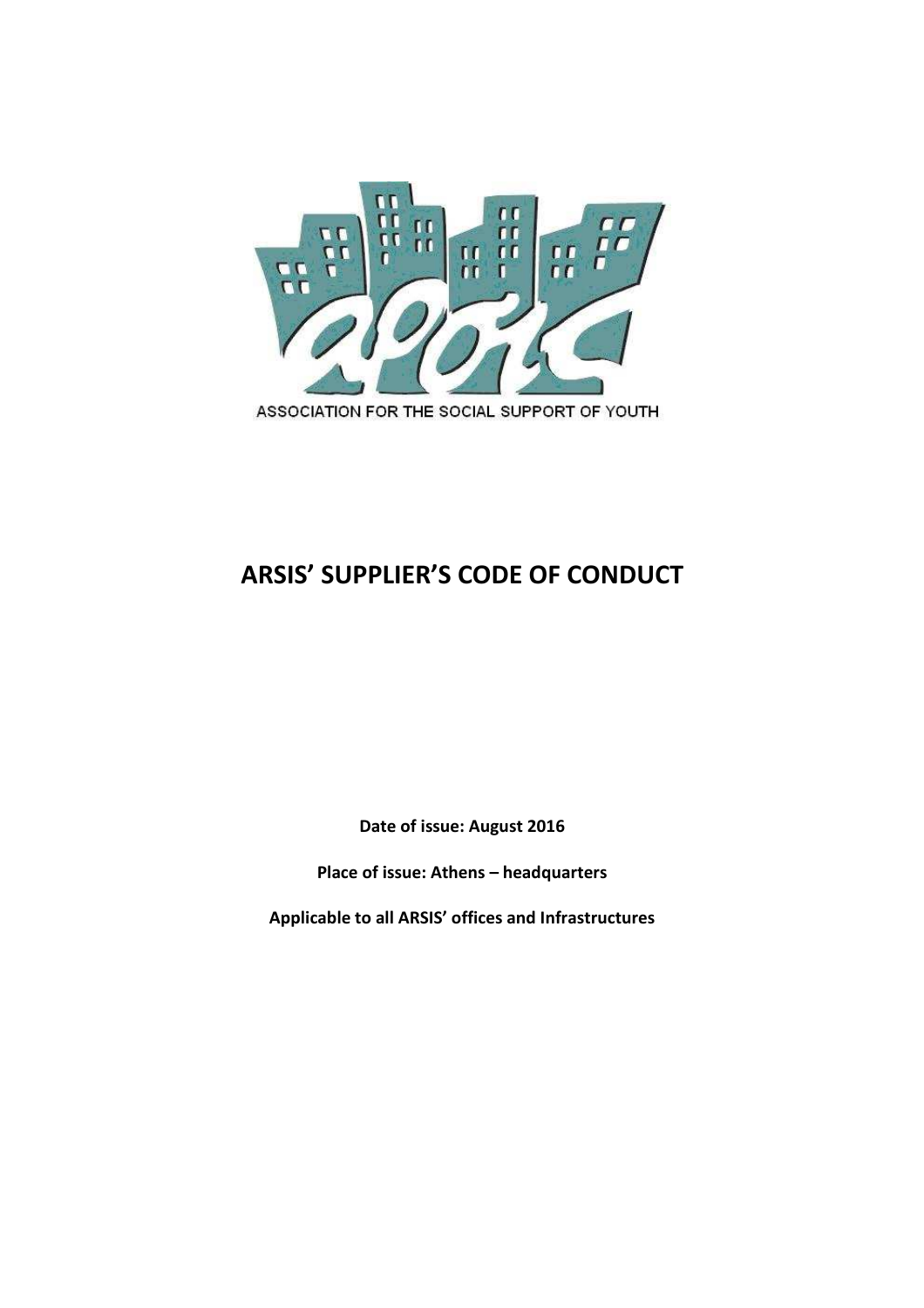ASSOCIATION FOR THE SOCIAL SUPPORT OF YOUTH

# ARSIS' SUPPLIER'S CODE OF CONDUCT

**Date of issue: August 2016**

**Place of issue: Athens – headquarters**

**Applicable to all ARSIS' offices and Infrastructures**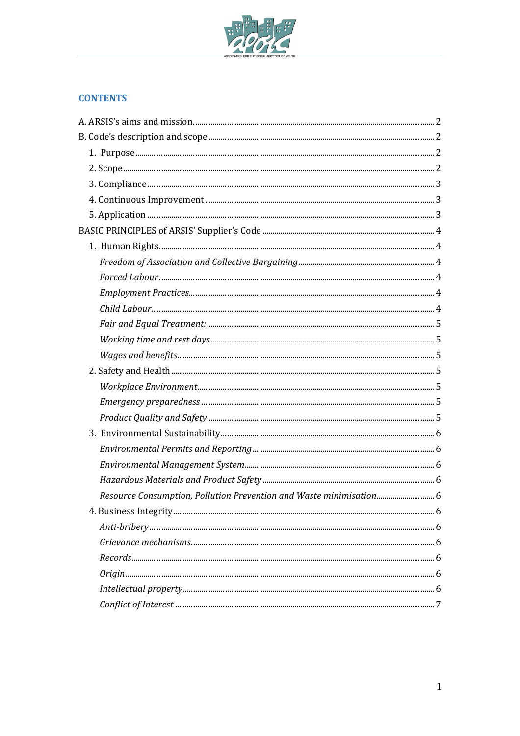## CONTENTS

A. ARSIS's aims and mission.......................................................................................................2

B. Code's description and scope ..................................................................................................2

1. Purpose..........................................................................................................................2
2. Scope...............................................................................................................................2
3. Compliance....................................................................................................................3
4. Continuous Improvement.............................................................................................3
5. Application.....................................................................................................................3

BASIC PRINCIPLES of ARSIS' Supplier's Code .......................................................................4

1. Human Rights..................................................................................................................4
   - *Freedom of Association and Collective Bargaining*.....................................................4
   - *Forced Labour*..............................................................................................................4
   - *Employment Practices*..................................................................................................4
   - *Child Labour*................................................................................................................4
   - *Fair and Equal Treatment:*...........................................................................................5
   - *Working time and rest days*.........................................................................................5
   - *Wages and benefits*......................................................................................................5
2. Safety and Health...........................................................................................................5
   - *Workplace Environment*..............................................................................................5
   - *Emergency preparedness*............................................................................................5
   - *Product Quality and Safety*..........................................................................................5
3. Environmental Sustainability.........................................................................................6
   - *Environmental Permits and Reporting*........................................................................6
   - *Environmental Management System*...........................................................................6
   - *Hazardous Materials and Product Safety*....................................................................6
   - *Resource Consumption, Pollution Prevention and Waste minimisation*.......................6
4. Business Integrity...........................................................................................................6
   - *Anti-bribery*.................................................................................................................6
   - *Grievance mechanisms*................................................................................................6
   - *Records*........................................................................................................................6
   - *Origin*...........................................................................................................................6
   - *Intellectual property*....................................................................................................6
   - *Conflict of Interest*.......................................................................................................7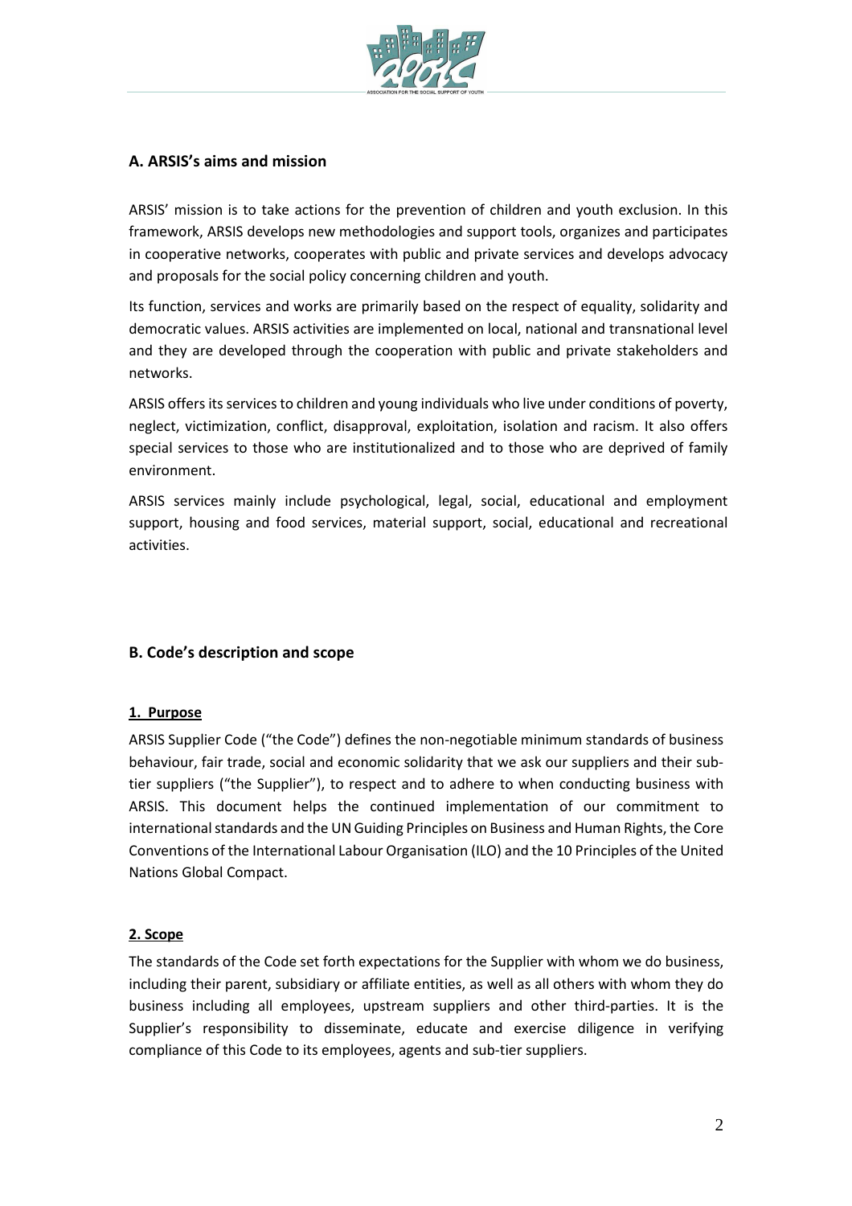## A. ARSIS's aims and mission

ARSIS' mission is to take actions for the prevention of children and youth exclusion. In this framework, ARSIS develops new methodologies and support tools, organizes and participates in cooperative networks, cooperates with public and private services and develops advocacy and proposals for the social policy concerning children and youth.

Its function, services and works are primarily based on the respect of equality, solidarity and democratic values. ARSIS activities are implemented on local, national and transnational level and they are developed through the cooperation with public and private stakeholders and networks.

ARSIS offers its services to children and young individuals who live under conditions of poverty, neglect, victimization, conflict, disapproval, exploitation, isolation and racism. It also offers special services to those who are institutionalized and to those who are deprived of family environment.

ARSIS services mainly include psychological, legal, social, educational and employment support, housing and food services, material support, social, educational and recreational activities.

## B. Code's description and scope

### 1. Purpose

ARSIS Supplier Code ("the Code") defines the non-negotiable minimum standards of business behaviour, fair trade, social and economic solidarity that we ask our suppliers and their sub-tier suppliers ("the Supplier"), to respect and to adhere to when conducting business with ARSIS. This document helps the continued implementation of our commitment to international standards and the UN Guiding Principles on Business and Human Rights, the Core Conventions of the International Labour Organisation (ILO) and the 10 Principles of the United Nations Global Compact.

### 2. Scope

The standards of the Code set forth expectations for the Supplier with whom we do business, including their parent, subsidiary or affiliate entities, as well as all others with whom they do business including all employees, upstream suppliers and other third-parties. It is the Supplier's responsibility to disseminate, educate and exercise diligence in verifying compliance of this Code to its employees, agents and sub-tier suppliers.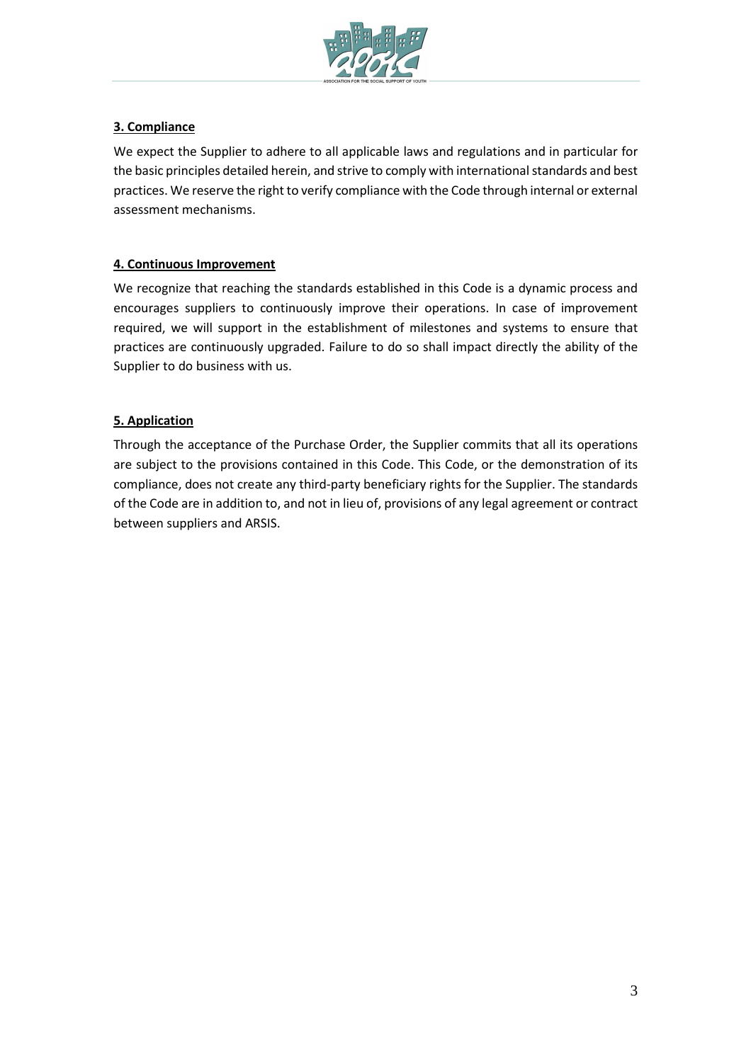**3. Compliance**

We expect the Supplier to adhere to all applicable laws and regulations and in particular for the basic principles detailed herein, and strive to comply with international standards and best practices. We reserve the right to verify compliance with the Code through internal or external assessment mechanisms.

**4. Continuous Improvement**

We recognize that reaching the standards established in this Code is a dynamic process and encourages suppliers to continuously improve their operations. In case of improvement required, we will support in the establishment of milestones and systems to ensure that practices are continuously upgraded. Failure to do so shall impact directly the ability of the Supplier to do business with us.

**5. Application**

Through the acceptance of the Purchase Order, the Supplier commits that all its operations are subject to the provisions contained in this Code. This Code, or the demonstration of its compliance, does not create any third-party beneficiary rights for the Supplier. The standards of the Code are in addition to, and not in lieu of, provisions of any legal agreement or contract between suppliers and ARSIS.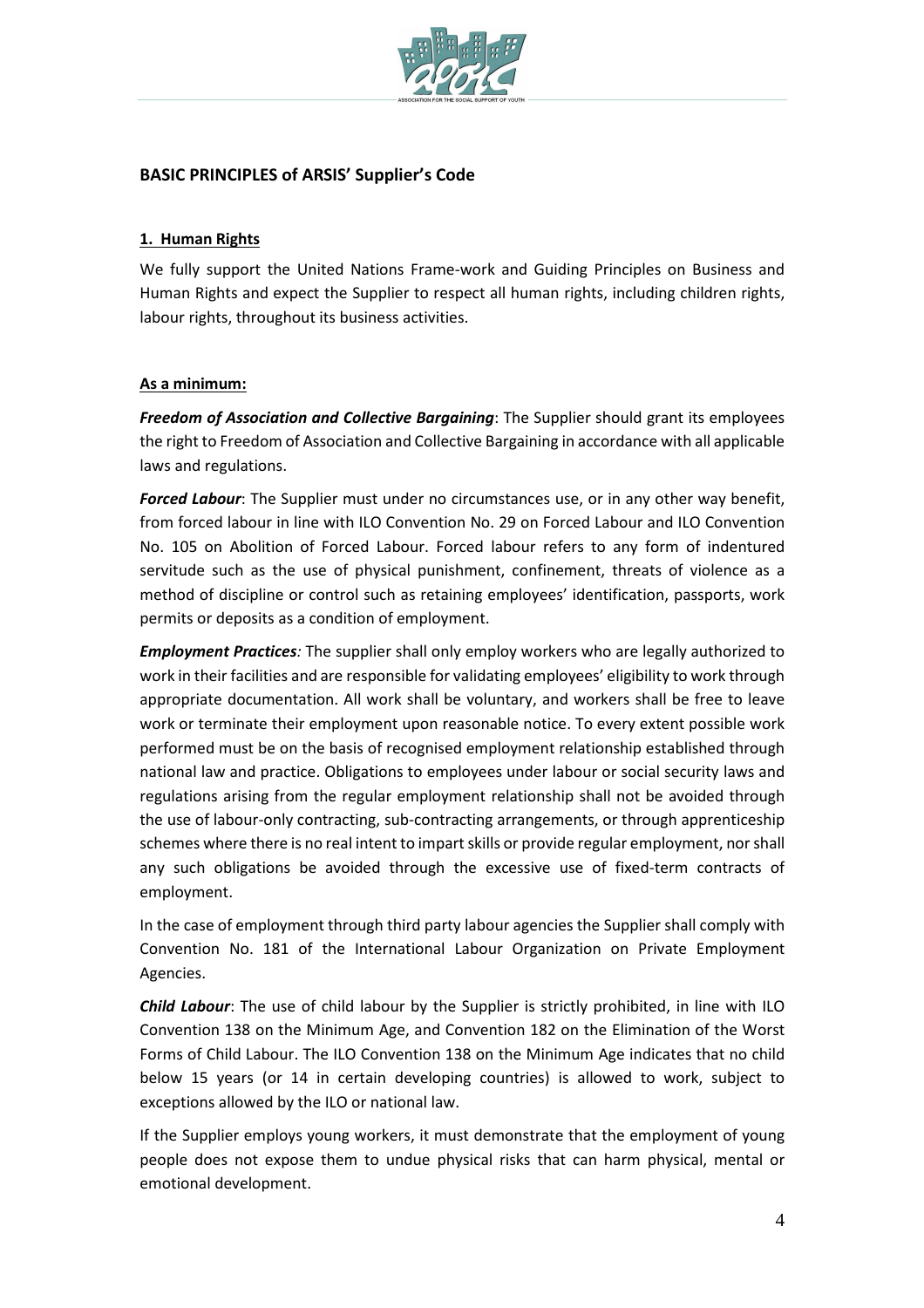## BASIC PRINCIPLES of ARSIS' Supplier's Code

### 1. Human Rights

We fully support the United Nations Frame-work and Guiding Principles on Business and Human Rights and expect the Supplier to respect all human rights, including children rights, labour rights, throughout its business activities.

**As a minimum:**

***Freedom of Association and Collective Bargaining***: The Supplier should grant its employees the right to Freedom of Association and Collective Bargaining in accordance with all applicable laws and regulations.

***Forced Labour***: The Supplier must under no circumstances use, or in any other way benefit, from forced labour in line with ILO Convention No. 29 on Forced Labour and ILO Convention No. 105 on Abolition of Forced Labour. Forced labour refers to any form of indentured servitude such as the use of physical punishment, confinement, threats of violence as a method of discipline or control such as retaining employees' identification, passports, work permits or deposits as a condition of employment.

***Employment Practices:*** The supplier shall only employ workers who are legally authorized to work in their facilities and are responsible for validating employees' eligibility to work through appropriate documentation. All work shall be voluntary, and workers shall be free to leave work or terminate their employment upon reasonable notice. To every extent possible work performed must be on the basis of recognised employment relationship established through national law and practice. Obligations to employees under labour or social security laws and regulations arising from the regular employment relationship shall not be avoided through the use of labour-only contracting, sub-contracting arrangements, or through apprenticeship schemes where there is no real intent to impart skills or provide regular employment, nor shall any such obligations be avoided through the excessive use of fixed-term contracts of employment.

In the case of employment through third party labour agencies the Supplier shall comply with Convention No. 181 of the International Labour Organization on Private Employment Agencies.

***Child Labour***: The use of child labour by the Supplier is strictly prohibited, in line with ILO Convention 138 on the Minimum Age, and Convention 182 on the Elimination of the Worst Forms of Child Labour. The ILO Convention 138 on the Minimum Age indicates that no child below 15 years (or 14 in certain developing countries) is allowed to work, subject to exceptions allowed by the ILO or national law.

If the Supplier employs young workers, it must demonstrate that the employment of young people does not expose them to undue physical risks that can harm physical, mental or emotional development.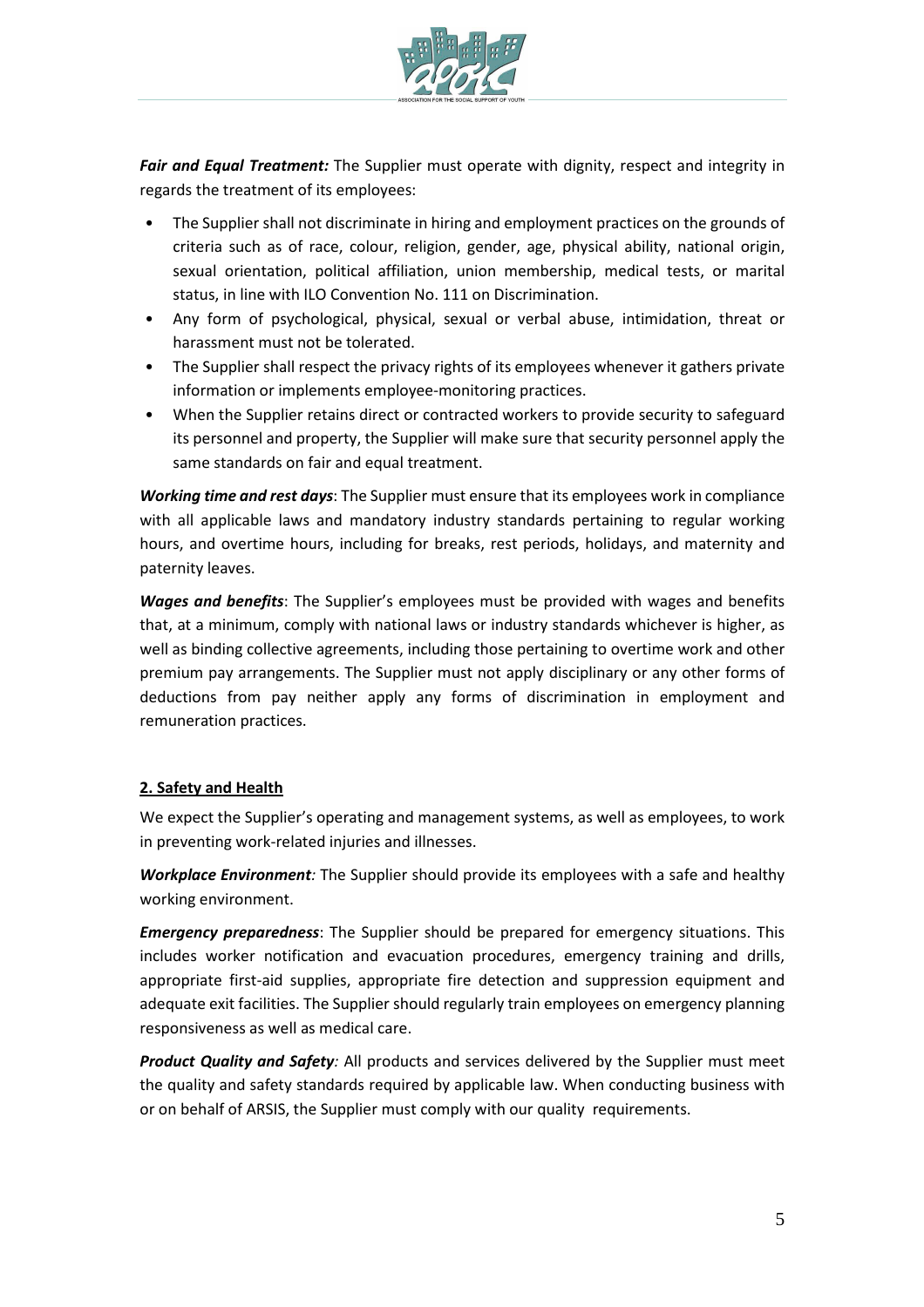***Fair and Equal Treatment:*** The Supplier must operate with dignity, respect and integrity in regards the treatment of its employees:

- The Supplier shall not discriminate in hiring and employment practices on the grounds of criteria such as of race, colour, religion, gender, age, physical ability, national origin, sexual orientation, political affiliation, union membership, medical tests, or marital status, in line with ILO Convention No. 111 on Discrimination.
- Any form of psychological, physical, sexual or verbal abuse, intimidation, threat or harassment must not be tolerated.
- The Supplier shall respect the privacy rights of its employees whenever it gathers private information or implements employee-monitoring practices.
- When the Supplier retains direct or contracted workers to provide security to safeguard its personnel and property, the Supplier will make sure that security personnel apply the same standards on fair and equal treatment.

***Working time and rest days***: The Supplier must ensure that its employees work in compliance with all applicable laws and mandatory industry standards pertaining to regular working hours, and overtime hours, including for breaks, rest periods, holidays, and maternity and paternity leaves.

***Wages and benefits***: The Supplier's employees must be provided with wages and benefits that, at a minimum, comply with national laws or industry standards whichever is higher, as well as binding collective agreements, including those pertaining to overtime work and other premium pay arrangements. The Supplier must not apply disciplinary or any other forms of deductions from pay neither apply any forms of discrimination in employment and remuneration practices.

## 2. Safety and Health

We expect the Supplier's operating and management systems, as well as employees, to work in preventing work-related injuries and illnesses.

***Workplace Environment:*** The Supplier should provide its employees with a safe and healthy working environment.

***Emergency preparedness***: The Supplier should be prepared for emergency situations. This includes worker notification and evacuation procedures, emergency training and drills, appropriate first-aid supplies, appropriate fire detection and suppression equipment and adequate exit facilities. The Supplier should regularly train employees on emergency planning responsiveness as well as medical care.

***Product Quality and Safety:*** All products and services delivered by the Supplier must meet the quality and safety standards required by applicable law. When conducting business with or on behalf of ARSIS, the Supplier must comply with our quality requirements.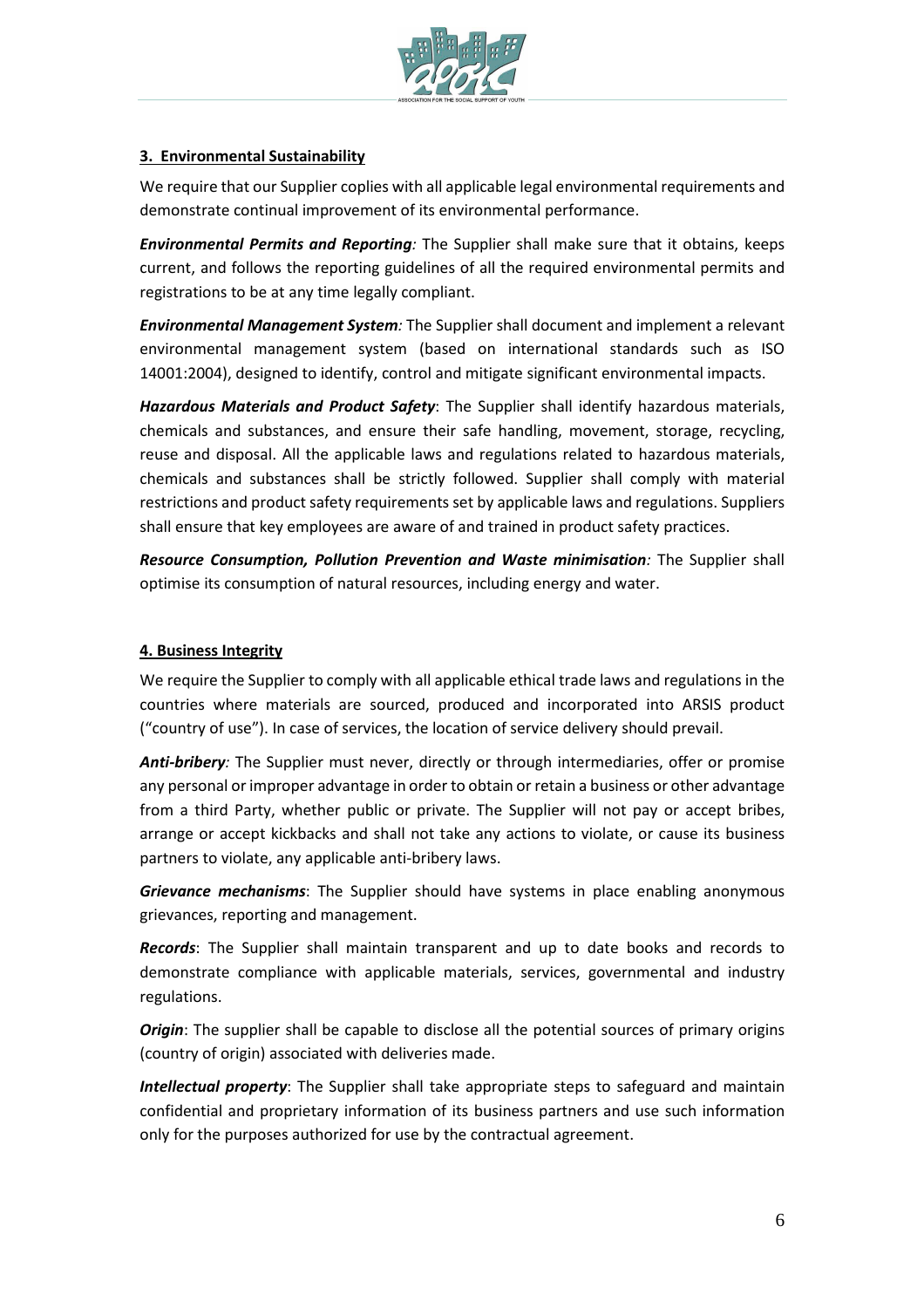**3. Environmental Sustainability**

We require that our Supplier coplies with all applicable legal environmental requirements and demonstrate continual improvement of its environmental performance.

***Environmental Permits and Reporting:*** The Supplier shall make sure that it obtains, keeps current, and follows the reporting guidelines of all the required environmental permits and registrations to be at any time legally compliant.

***Environmental Management System:*** The Supplier shall document and implement a relevant environmental management system (based on international standards such as ISO 14001:2004), designed to identify, control and mitigate significant environmental impacts.

***Hazardous Materials and Product Safety***: The Supplier shall identify hazardous materials, chemicals and substances, and ensure their safe handling, movement, storage, recycling, reuse and disposal. All the applicable laws and regulations related to hazardous materials, chemicals and substances shall be strictly followed. Supplier shall comply with material restrictions and product safety requirements set by applicable laws and regulations. Suppliers shall ensure that key employees are aware of and trained in product safety practices.

***Resource Consumption, Pollution Prevention and Waste minimisation:*** The Supplier shall optimise its consumption of natural resources, including energy and water.

**4. Business Integrity**

We require the Supplier to comply with all applicable ethical trade laws and regulations in the countries where materials are sourced, produced and incorporated into ARSIS product ("country of use"). In case of services, the location of service delivery should prevail.

***Anti-bribery:*** The Supplier must never, directly or through intermediaries, offer or promise any personal or improper advantage in order to obtain or retain a business or other advantage from a third Party, whether public or private. The Supplier will not pay or accept bribes, arrange or accept kickbacks and shall not take any actions to violate, or cause its business partners to violate, any applicable anti-bribery laws.

***Grievance mechanisms***: The Supplier should have systems in place enabling anonymous grievances, reporting and management.

***Records***: The Supplier shall maintain transparent and up to date books and records to demonstrate compliance with applicable materials, services, governmental and industry regulations.

***Origin***: The supplier shall be capable to disclose all the potential sources of primary origins (country of origin) associated with deliveries made.

***Intellectual property***: The Supplier shall take appropriate steps to safeguard and maintain confidential and proprietary information of its business partners and use such information only for the purposes authorized for use by the contractual agreement.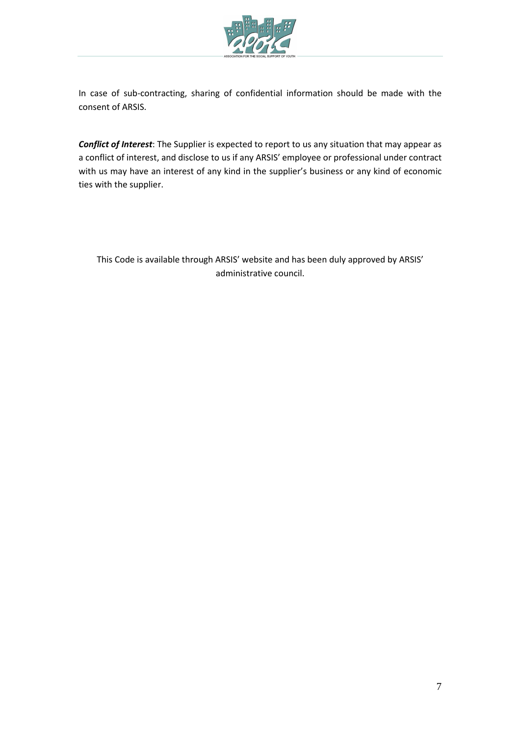In case of sub-contracting, sharing of confidential information should be made with the consent of ARSIS.

***Conflict of Interest***: The Supplier is expected to report to us any situation that may appear as a conflict of interest, and disclose to us if any ARSIS' employee or professional under contract with us may have an interest of any kind in the supplier's business or any kind of economic ties with the supplier.

This Code is available through ARSIS' website and has been duly approved by ARSIS' administrative council.